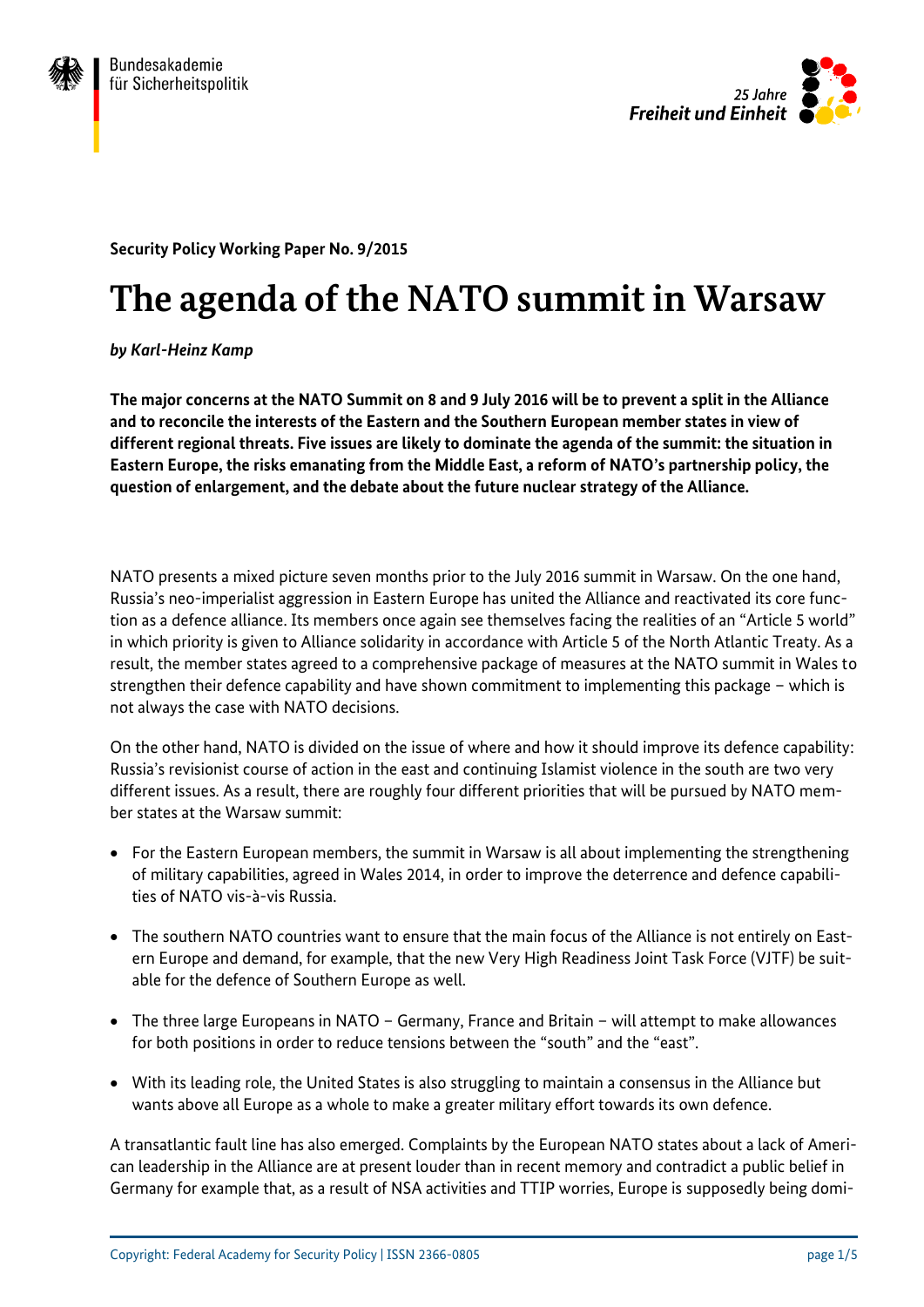Bundesakademie
für Sicherheitspolitik

*25 Jahre*
***Freiheit und Einheit***

**Security Policy Working Paper No. 9/2015**

# The agenda of the NATO summit in Warsaw

***by Karl-Heinz Kamp***

**The major concerns at the NATO Summit on 8 and 9 July 2016 will be to prevent a split in the Alliance and to reconcile the interests of the Eastern and the Southern European member states in view of different regional threats. Five issues are likely to dominate the agenda of the summit: the situation in Eastern Europe, the risks emanating from the Middle East, a reform of NATO's partnership policy, the question of enlargement, and the debate about the future nuclear strategy of the Alliance.**

NATO presents a mixed picture seven months prior to the July 2016 summit in Warsaw. On the one hand, Russia's neo-imperialist aggression in Eastern Europe has united the Alliance and reactivated its core function as a defence alliance. Its members once again see themselves facing the realities of an "Article 5 world" in which priority is given to Alliance solidarity in accordance with Article 5 of the North Atlantic Treaty. As a result, the member states agreed to a comprehensive package of measures at the NATO summit in Wales to strengthen their defence capability and have shown commitment to implementing this package – which is not always the case with NATO decisions.

On the other hand, NATO is divided on the issue of where and how it should improve its defence capability: Russia's revisionist course of action in the east and continuing Islamist violence in the south are two very different issues. As a result, there are roughly four different priorities that will be pursued by NATO member states at the Warsaw summit:

- For the Eastern European members, the summit in Warsaw is all about implementing the strengthening of military capabilities, agreed in Wales 2014, in order to improve the deterrence and defence capabilities of NATO vis-à-vis Russia.
- The southern NATO countries want to ensure that the main focus of the Alliance is not entirely on Eastern Europe and demand, for example, that the new Very High Readiness Joint Task Force (VJTF) be suitable for the defence of Southern Europe as well.
- The three large Europeans in NATO – Germany, France and Britain – will attempt to make allowances for both positions in order to reduce tensions between the "south" and the "east".
- With its leading role, the United States is also struggling to maintain a consensus in the Alliance but wants above all Europe as a whole to make a greater military effort towards its own defence.

A transatlantic fault line has also emerged. Complaints by the European NATO states about a lack of American leadership in the Alliance are at present louder than in recent memory and contradict a public belief in Germany for example that, as a result of NSA activities and TTIP worries, Europe is supposedly being domi-

Copyright: Federal Academy for Security Policy | ISSN 2366-0805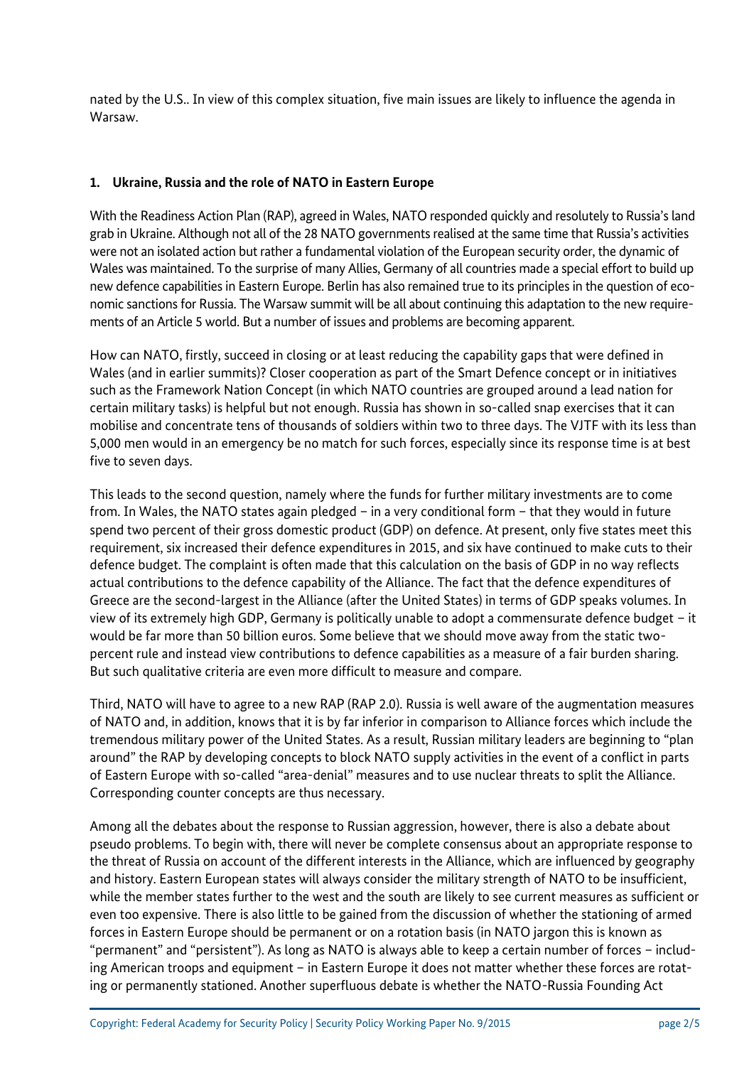nated by the U.S.. In view of this complex situation, five main issues are likely to influence the agenda in Warsaw.

**1. Ukraine, Russia and the role of NATO in Eastern Europe**

With the Readiness Action Plan (RAP), agreed in Wales, NATO responded quickly and resolutely to Russia's land grab in Ukraine. Although not all of the 28 NATO governments realised at the same time that Russia's activities were not an isolated action but rather a fundamental violation of the European security order, the dynamic of Wales was maintained. To the surprise of many Allies, Germany of all countries made a special effort to build up new defence capabilities in Eastern Europe. Berlin has also remained true to its principles in the question of economic sanctions for Russia. The Warsaw summit will be all about continuing this adaptation to the new requirements of an Article 5 world. But a number of issues and problems are becoming apparent.

How can NATO, firstly, succeed in closing or at least reducing the capability gaps that were defined in Wales (and in earlier summits)? Closer cooperation as part of the Smart Defence concept or in initiatives such as the Framework Nation Concept (in which NATO countries are grouped around a lead nation for certain military tasks) is helpful but not enough. Russia has shown in so-called snap exercises that it can mobilise and concentrate tens of thousands of soldiers within two to three days. The VJTF with its less than 5,000 men would in an emergency be no match for such forces, especially since its response time is at best five to seven days.

This leads to the second question, namely where the funds for further military investments are to come from. In Wales, the NATO states again pledged – in a very conditional form – that they would in future spend two percent of their gross domestic product (GDP) on defence. At present, only five states meet this requirement, six increased their defence expenditures in 2015, and six have continued to make cuts to their defence budget. The complaint is often made that this calculation on the basis of GDP in no way reflects actual contributions to the defence capability of the Alliance. The fact that the defence expenditures of Greece are the second-largest in the Alliance (after the United States) in terms of GDP speaks volumes. In view of its extremely high GDP, Germany is politically unable to adopt a commensurate defence budget – it would be far more than 50 billion euros. Some believe that we should move away from the static two-percent rule and instead view contributions to defence capabilities as a measure of a fair burden sharing. But such qualitative criteria are even more difficult to measure and compare.

Third, NATO will have to agree to a new RAP (RAP 2.0). Russia is well aware of the augmentation measures of NATO and, in addition, knows that it is by far inferior in comparison to Alliance forces which include the tremendous military power of the United States. As a result, Russian military leaders are beginning to "plan around" the RAP by developing concepts to block NATO supply activities in the event of a conflict in parts of Eastern Europe with so-called "area-denial" measures and to use nuclear threats to split the Alliance. Corresponding counter concepts are thus necessary.

Among all the debates about the response to Russian aggression, however, there is also a debate about pseudo problems. To begin with, there will never be complete consensus about an appropriate response to the threat of Russia on account of the different interests in the Alliance, which are influenced by geography and history. Eastern European states will always consider the military strength of NATO to be insufficient, while the member states further to the west and the south are likely to see current measures as sufficient or even too expensive. There is also little to be gained from the discussion of whether the stationing of armed forces in Eastern Europe should be permanent or on a rotation basis (in NATO jargon this is known as "permanent" and "persistent"). As long as NATO is always able to keep a certain number of forces – including American troops and equipment – in Eastern Europe it does not matter whether these forces are rotating or permanently stationed. Another superfluous debate is whether the NATO-Russia Founding Act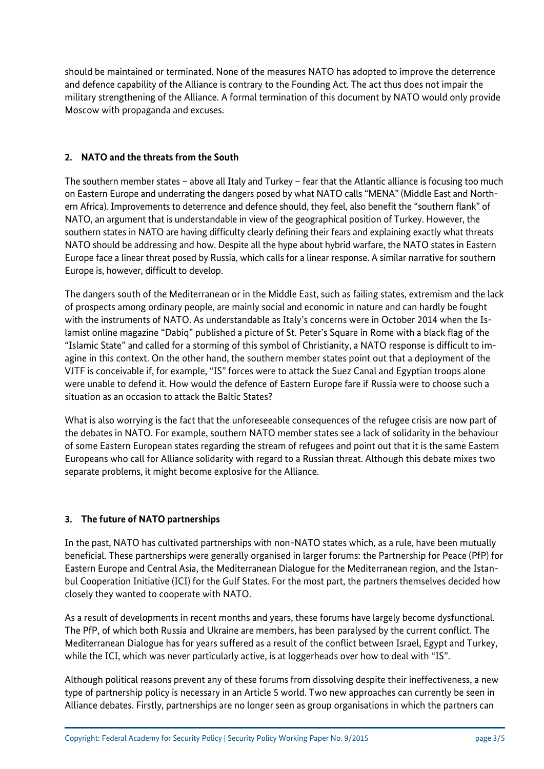should be maintained or terminated. None of the measures NATO has adopted to improve the deterrence and defence capability of the Alliance is contrary to the Founding Act. The act thus does not impair the military strengthening of the Alliance. A formal termination of this document by NATO would only provide Moscow with propaganda and excuses.

## 2. NATO and the threats from the South

The southern member states – above all Italy and Turkey – fear that the Atlantic alliance is focusing too much on Eastern Europe and underrating the dangers posed by what NATO calls "MENA" (Middle East and Northern Africa). Improvements to deterrence and defence should, they feel, also benefit the "southern flank" of NATO, an argument that is understandable in view of the geographical position of Turkey. However, the southern states in NATO are having difficulty clearly defining their fears and explaining exactly what threats NATO should be addressing and how. Despite all the hype about hybrid warfare, the NATO states in Eastern Europe face a linear threat posed by Russia, which calls for a linear response. A similar narrative for southern Europe is, however, difficult to develop.

The dangers south of the Mediterranean or in the Middle East, such as failing states, extremism and the lack of prospects among ordinary people, are mainly social and economic in nature and can hardly be fought with the instruments of NATO. As understandable as Italy's concerns were in October 2014 when the Islamist online magazine "Dabiq" published a picture of St. Peter's Square in Rome with a black flag of the "Islamic State" and called for a storming of this symbol of Christianity, a NATO response is difficult to imagine in this context. On the other hand, the southern member states point out that a deployment of the VJTF is conceivable if, for example, "IS" forces were to attack the Suez Canal and Egyptian troops alone were unable to defend it. How would the defence of Eastern Europe fare if Russia were to choose such a situation as an occasion to attack the Baltic States?

What is also worrying is the fact that the unforeseeable consequences of the refugee crisis are now part of the debates in NATO. For example, southern NATO member states see a lack of solidarity in the behaviour of some Eastern European states regarding the stream of refugees and point out that it is the same Eastern Europeans who call for Alliance solidarity with regard to a Russian threat. Although this debate mixes two separate problems, it might become explosive for the Alliance.

## 3. The future of NATO partnerships

In the past, NATO has cultivated partnerships with non-NATO states which, as a rule, have been mutually beneficial. These partnerships were generally organised in larger forums: the Partnership for Peace (PfP) for Eastern Europe and Central Asia, the Mediterranean Dialogue for the Mediterranean region, and the Istanbul Cooperation Initiative (ICI) for the Gulf States. For the most part, the partners themselves decided how closely they wanted to cooperate with NATO.

As a result of developments in recent months and years, these forums have largely become dysfunctional. The PfP, of which both Russia and Ukraine are members, has been paralysed by the current conflict. The Mediterranean Dialogue has for years suffered as a result of the conflict between Israel, Egypt and Turkey, while the ICI, which was never particularly active, is at loggerheads over how to deal with "IS".

Although political reasons prevent any of these forums from dissolving despite their ineffectiveness, a new type of partnership policy is necessary in an Article 5 world. Two new approaches can currently be seen in Alliance debates. Firstly, partnerships are no longer seen as group organisations in which the partners can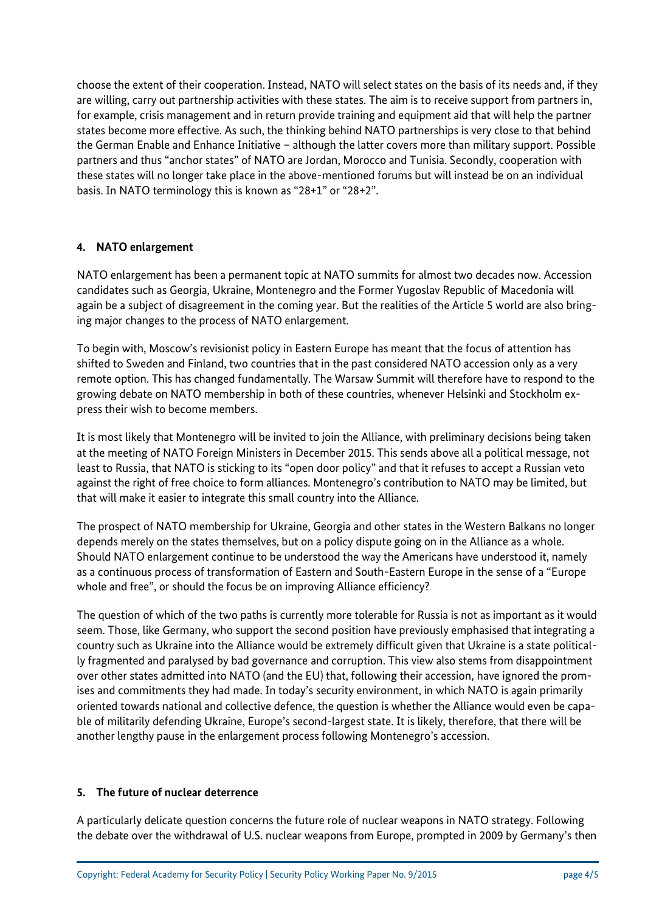choose the extent of their cooperation. Instead, NATO will select states on the basis of its needs and, if they are willing, carry out partnership activities with these states. The aim is to receive support from partners in, for example, crisis management and in return provide training and equipment aid that will help the partner states become more effective. As such, the thinking behind NATO partnerships is very close to that behind the German Enable and Enhance Initiative – although the latter covers more than military support. Possible partners and thus "anchor states" of NATO are Jordan, Morocco and Tunisia. Secondly, cooperation with these states will no longer take place in the above-mentioned forums but will instead be on an individual basis. In NATO terminology this is known as "28+1" or "28+2".

## 4. NATO enlargement

NATO enlargement has been a permanent topic at NATO summits for almost two decades now. Accession candidates such as Georgia, Ukraine, Montenegro and the Former Yugoslav Republic of Macedonia will again be a subject of disagreement in the coming year. But the realities of the Article 5 world are also bringing major changes to the process of NATO enlargement.

To begin with, Moscow's revisionist policy in Eastern Europe has meant that the focus of attention has shifted to Sweden and Finland, two countries that in the past considered NATO accession only as a very remote option. This has changed fundamentally. The Warsaw Summit will therefore have to respond to the growing debate on NATO membership in both of these countries, whenever Helsinki and Stockholm express their wish to become members.

It is most likely that Montenegro will be invited to join the Alliance, with preliminary decisions being taken at the meeting of NATO Foreign Ministers in December 2015. This sends above all a political message, not least to Russia, that NATO is sticking to its "open door policy" and that it refuses to accept a Russian veto against the right of free choice to form alliances. Montenegro's contribution to NATO may be limited, but that will make it easier to integrate this small country into the Alliance.

The prospect of NATO membership for Ukraine, Georgia and other states in the Western Balkans no longer depends merely on the states themselves, but on a policy dispute going on in the Alliance as a whole. Should NATO enlargement continue to be understood the way the Americans have understood it, namely as a continuous process of transformation of Eastern and South-Eastern Europe in the sense of a "Europe whole and free", or should the focus be on improving Alliance efficiency?

The question of which of the two paths is currently more tolerable for Russia is not as important as it would seem. Those, like Germany, who support the second position have previously emphasised that integrating a country such as Ukraine into the Alliance would be extremely difficult given that Ukraine is a state politically fragmented and paralysed by bad governance and corruption. This view also stems from disappointment over other states admitted into NATO (and the EU) that, following their accession, have ignored the promises and commitments they had made. In today's security environment, in which NATO is again primarily oriented towards national and collective defence, the question is whether the Alliance would even be capable of militarily defending Ukraine, Europe's second-largest state. It is likely, therefore, that there will be another lengthy pause in the enlargement process following Montenegro's accession.

## 5. The future of nuclear deterrence

A particularly delicate question concerns the future role of nuclear weapons in NATO strategy. Following the debate over the withdrawal of U.S. nuclear weapons from Europe, prompted in 2009 by Germany's then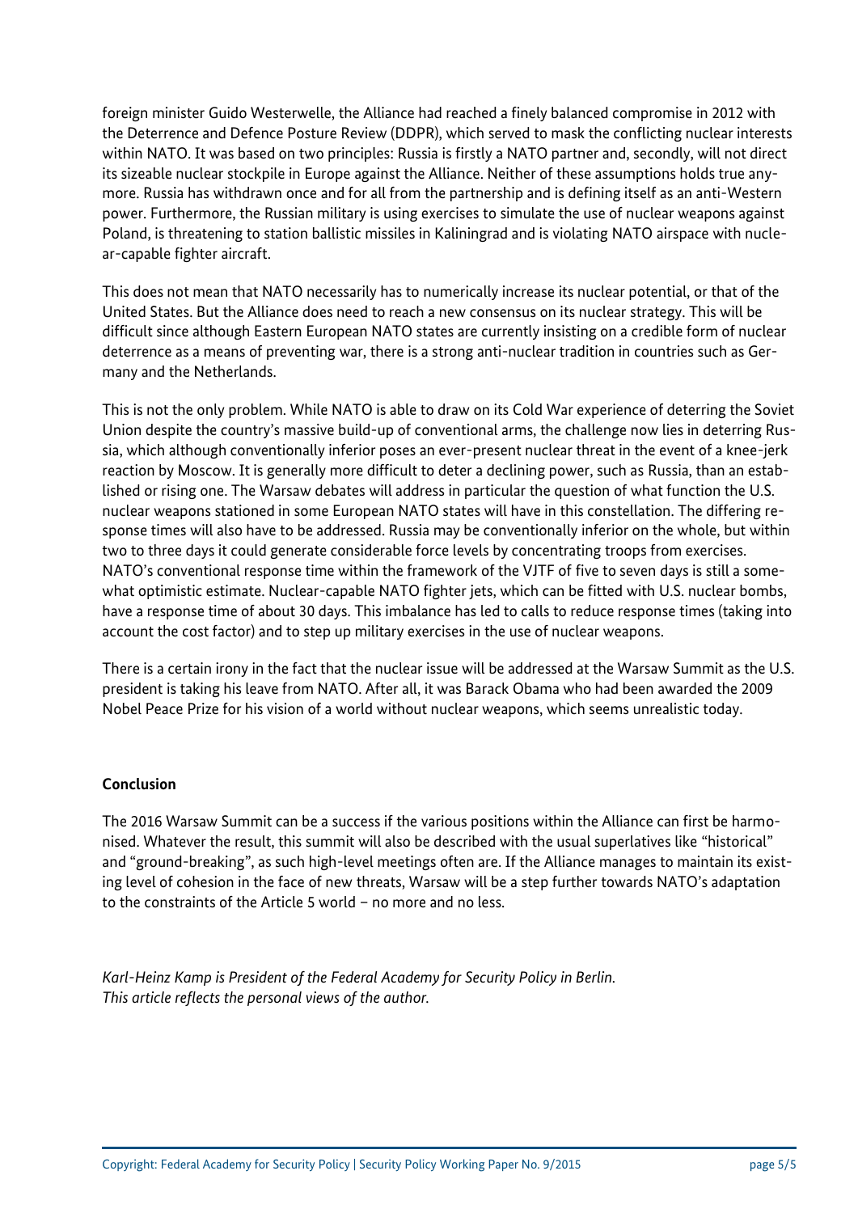foreign minister Guido Westerwelle, the Alliance had reached a finely balanced compromise in 2012 with the Deterrence and Defence Posture Review (DDPR), which served to mask the conflicting nuclear interests within NATO. It was based on two principles: Russia is firstly a NATO partner and, secondly, will not direct its sizeable nuclear stockpile in Europe against the Alliance. Neither of these assumptions holds true anymore. Russia has withdrawn once and for all from the partnership and is defining itself as an anti-Western power. Furthermore, the Russian military is using exercises to simulate the use of nuclear weapons against Poland, is threatening to station ballistic missiles in Kaliningrad and is violating NATO airspace with nuclear-capable fighter aircraft.

This does not mean that NATO necessarily has to numerically increase its nuclear potential, or that of the United States. But the Alliance does need to reach a new consensus on its nuclear strategy. This will be difficult since although Eastern European NATO states are currently insisting on a credible form of nuclear deterrence as a means of preventing war, there is a strong anti-nuclear tradition in countries such as Germany and the Netherlands.

This is not the only problem. While NATO is able to draw on its Cold War experience of deterring the Soviet Union despite the country's massive build-up of conventional arms, the challenge now lies in deterring Russia, which although conventionally inferior poses an ever-present nuclear threat in the event of a knee-jerk reaction by Moscow. It is generally more difficult to deter a declining power, such as Russia, than an established or rising one. The Warsaw debates will address in particular the question of what function the U.S. nuclear weapons stationed in some European NATO states will have in this constellation. The differing response times will also have to be addressed. Russia may be conventionally inferior on the whole, but within two to three days it could generate considerable force levels by concentrating troops from exercises. NATO's conventional response time within the framework of the VJTF of five to seven days is still a somewhat optimistic estimate. Nuclear-capable NATO fighter jets, which can be fitted with U.S. nuclear bombs, have a response time of about 30 days. This imbalance has led to calls to reduce response times (taking into account the cost factor) and to step up military exercises in the use of nuclear weapons.

There is a certain irony in the fact that the nuclear issue will be addressed at the Warsaw Summit as the U.S. president is taking his leave from NATO. After all, it was Barack Obama who had been awarded the 2009 Nobel Peace Prize for his vision of a world without nuclear weapons, which seems unrealistic today.

## Conclusion

The 2016 Warsaw Summit can be a success if the various positions within the Alliance can first be harmonised. Whatever the result, this summit will also be described with the usual superlatives like "historical" and "ground-breaking", as such high-level meetings often are. If the Alliance manages to maintain its existing level of cohesion in the face of new threats, Warsaw will be a step further towards NATO's adaptation to the constraints of the Article 5 world – no more and no less.

*Karl-Heinz Kamp is President of the Federal Academy for Security Policy in Berlin.*
*This article reflects the personal views of the author.*